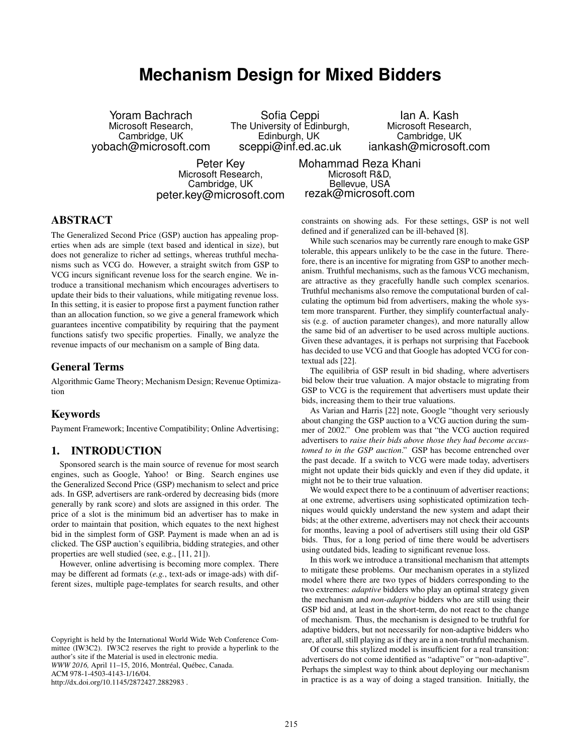# Mechanism Design for Mixed Bidders

Yoram Bachrach
Microsoft Research,
Cambridge, UK
yobach@microsoft.com

Sofia Ceppi
The University of Edinburgh,
Edinburgh, UK
sceppi@inf.ed.ac.uk

Ian A. Kash
Microsoft Research,
Cambridge, UK
iankash@microsoft.com

Peter Key
Microsoft Research,
Cambridge, UK
peter.key@microsoft.com

Mohammad Reza Khani
Microsoft R&D,
Bellevue, USA
rezak@microsoft.com

## ABSTRACT

The Generalized Second Price (GSP) auction has appealing properties when ads are simple (text based and identical in size), but does not generalize to richer ad settings, whereas truthful mechanisms such as VCG do. However, a straight switch from GSP to VCG incurs significant revenue loss for the search engine. We introduce a transitional mechanism which encourages advertisers to update their bids to their valuations, while mitigating revenue loss. In this setting, it is easier to propose first a payment function rather than an allocation function, so we give a general framework which guarantees incentive compatibility by requiring that the payment functions satisfy two specific properties. Finally, we analyze the revenue impacts of our mechanism on a sample of Bing data.

## General Terms

Algorithmic Game Theory; Mechanism Design; Revenue Optimization

## Keywords

Payment Framework; Incentive Compatibility; Online Advertising;

## 1. INTRODUCTION

Sponsored search is the main source of revenue for most search engines, such as Google, Yahoo! or Bing. Search engines use the Generalized Second Price (GSP) mechanism to select and price ads. In GSP, advertisers are rank-ordered by decreasing bids (more generally by rank score) and slots are assigned in this order. The price of a slot is the minimum bid an advertiser has to make in order to maintain that position, which equates to the next highest bid in the simplest form of GSP. Payment is made when an ad is clicked. The GSP auction's equilibria, bidding strategies, and other properties are well studied (see, e.g., [11, 21]).

However, online advertising is becoming more complex. There may be different ad formats (*e.g.*, text-ads or image-ads) with different sizes, multiple page-templates for search results, and other constraints on showing ads. For these settings, GSP is not well defined and if generalized can be ill-behaved [8].

While such scenarios may be currently rare enough to make GSP tolerable, this appears unlikely to be the case in the future. Therefore, there is an incentive for migrating from GSP to another mechanism. Truthful mechanisms, such as the famous VCG mechanism, are attractive as they gracefully handle such complex scenarios. Truthful mechanisms also remove the computational burden of calculating the optimum bid from advertisers, making the whole system more transparent. Further, they simplify counterfactual analysis (e.g. of auction parameter changes), and more naturally allow the same bid of an advertiser to be used across multiple auctions. Given these advantages, it is perhaps not surprising that Facebook has decided to use VCG and that Google has adopted VCG for contextual ads [22].

The equilibria of GSP result in bid shading, where advertisers bid below their true valuation. A major obstacle to migrating from GSP to VCG is the requirement that advertisers must update their bids, increasing them to their true valuations.

As Varian and Harris [22] note, Google "thought very seriously about changing the GSP auction to a VCG auction during the summer of 2002." One problem was that "the VCG auction required advertisers to *raise their bids above those they had become accustomed to in the GSP auction*." GSP has become entrenched over the past decade. If a switch to VCG were made today, advertisers might not update their bids quickly and even if they did update, it might not be to their true valuation.

We would expect there to be a continuum of advertiser reactions; at one extreme, advertisers using sophisticated optimization techniques would quickly understand the new system and adapt their bids; at the other extreme, advertisers may not check their accounts for months, leaving a pool of advertisers still using their old GSP bids. Thus, for a long period of time there would be advertisers using outdated bids, leading to significant revenue loss.

In this work we introduce a transitional mechanism that attempts to mitigate these problems. Our mechanism operates in a stylized model where there are two types of bidders corresponding to the two extremes: *adaptive* bidders who play an optimal strategy given the mechanism and *non-adaptive* bidders who are still using their GSP bid and, at least in the short-term, do not react to the change of mechanism. Thus, the mechanism is designed to be truthful for adaptive bidders, but not necessarily for non-adaptive bidders who are, after all, still playing as if they are in a non-truthful mechanism.

Of course this stylized model is insufficient for a real transition: advertisers do not come identified as "adaptive" or "non-adaptive". Perhaps the simplest way to think about deploying our mechanism in practice is as a way of doing a staged transition. Initially, the

Copyright is held by the International World Wide Web Conference Committee (IW3C2). IW3C2 reserves the right to provide a hyperlink to the author's site if the Material is used in electronic media.
*WWW 2016,* April 11–15, 2016, Montréal, Québec, Canada.
ACM 978-1-4503-4143-1/16/04.
http://dx.doi.org/10.1145/2872427.2882983 .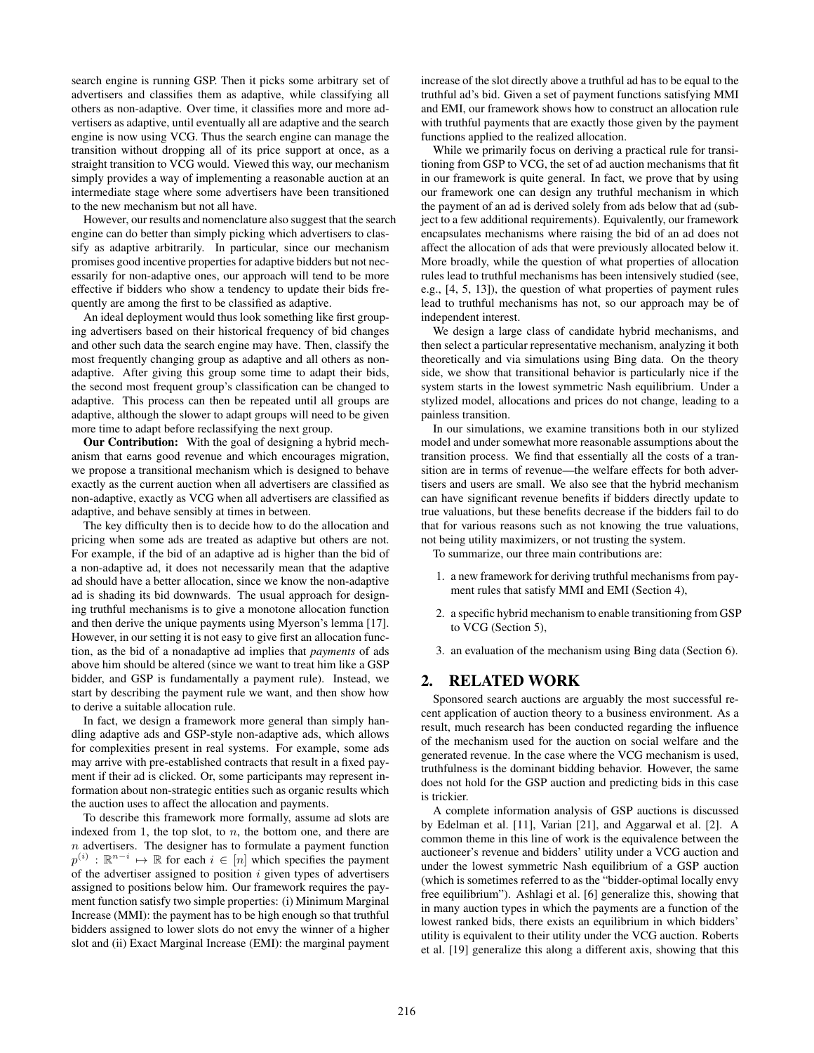search engine is running GSP. Then it picks some arbitrary set of advertisers and classifies them as adaptive, while classifying all others as non-adaptive. Over time, it classifies more and more advertisers as adaptive, until eventually all are adaptive and the search engine is now using VCG. Thus the search engine can manage the transition without dropping all of its price support at once, as a straight transition to VCG would. Viewed this way, our mechanism simply provides a way of implementing a reasonable auction at an intermediate stage where some advertisers have been transitioned to the new mechanism but not all have.

However, our results and nomenclature also suggest that the search engine can do better than simply picking which advertisers to classify as adaptive arbitrarily. In particular, since our mechanism promises good incentive properties for adaptive bidders but not necessarily for non-adaptive ones, our approach will tend to be more effective if bidders who show a tendency to update their bids frequently are among the first to be classified as adaptive.

An ideal deployment would thus look something like first grouping advertisers based on their historical frequency of bid changes and other such data the search engine may have. Then, classify the most frequently changing group as adaptive and all others as non-adaptive. After giving this group some time to adapt their bids, the second most frequent group's classification can be changed to adaptive. This process can then be repeated until all groups are adaptive, although the slower to adapt groups will need to be given more time to adapt before reclassifying the next group.

**Our Contribution:** With the goal of designing a hybrid mechanism that earns good revenue and which encourages migration, we propose a transitional mechanism which is designed to behave exactly as the current auction when all advertisers are classified as non-adaptive, exactly as VCG when all advertisers are classified as adaptive, and behave sensibly at times in between.

The key difficulty then is to decide how to do the allocation and pricing when some ads are treated as adaptive but others are not. For example, if the bid of an adaptive ad is higher than the bid of a non-adaptive ad, it does not necessarily mean that the adaptive ad should have a better allocation, since we know the non-adaptive ad is shading its bid downwards. The usual approach for designing truthful mechanisms is to give a monotone allocation function and then derive the unique payments using Myerson's lemma [17]. However, in our setting it is not easy to give first an allocation function, as the bid of a nonadaptive ad implies that *payments* of ads above him should be altered (since we want to treat him like a GSP bidder, and GSP is fundamentally a payment rule). Instead, we start by describing the payment rule we want, and then show how to derive a suitable allocation rule.

In fact, we design a framework more general than simply handling adaptive ads and GSP-style non-adaptive ads, which allows for complexities present in real systems. For example, some ads may arrive with pre-established contracts that result in a fixed payment if their ad is clicked. Or, some participants may represent information about non-strategic entities such as organic results which the auction uses to affect the allocation and payments.

To describe this framework more formally, assume ad slots are indexed from 1, the top slot, to $n$, the bottom one, and there are $n$ advertisers. The designer has to formulate a payment function $p^{(i)} : \mathbb{R}^{n-i} \mapsto \mathbb{R}$ for each $i \in [n]$ which specifies the payment of the advertiser assigned to position $i$ given types of advertisers assigned to positions below him. Our framework requires the payment function satisfy two simple properties: (i) Minimum Marginal Increase (MMI): the payment has to be high enough so that truthful bidders assigned to lower slots do not envy the winner of a higher slot and (ii) Exact Marginal Increase (EMI): the marginal payment increase of the slot directly above a truthful ad has to be equal to the truthful ad's bid. Given a set of payment functions satisfying MMI and EMI, our framework shows how to construct an allocation rule with truthful payments that are exactly those given by the payment functions applied to the realized allocation.

While we primarily focus on deriving a practical rule for transitioning from GSP to VCG, the set of ad auction mechanisms that fit in our framework is quite general. In fact, we prove that by using our framework one can design any truthful mechanism in which the payment of an ad is derived solely from ads below that ad (subject to a few additional requirements). Equivalently, our framework encapsulates mechanisms where raising the bid of an ad does not affect the allocation of ads that were previously allocated below it. More broadly, while the question of what properties of allocation rules lead to truthful mechanisms has been intensively studied (see, e.g., [4, 5, 13]), the question of what properties of payment rules lead to truthful mechanisms has not, so our approach may be of independent interest.

We design a large class of candidate hybrid mechanisms, and then select a particular representative mechanism, analyzing it both theoretically and via simulations using Bing data. On the theory side, we show that transitional behavior is particularly nice if the system starts in the lowest symmetric Nash equilibrium. Under a stylized model, allocations and prices do not change, leading to a painless transition.

In our simulations, we examine transitions both in our stylized model and under somewhat more reasonable assumptions about the transition process. We find that essentially all the costs of a transition are in terms of revenue—the welfare effects for both advertisers and users are small. We also see that the hybrid mechanism can have significant revenue benefits if bidders directly update to true valuations, but these benefits decrease if the bidders fail to do that for various reasons such as not knowing the true valuations, not being utility maximizers, or not trusting the system.

To summarize, our three main contributions are:

1. a new framework for deriving truthful mechanisms from payment rules that satisfy MMI and EMI (Section 4),
2. a specific hybrid mechanism to enable transitioning from GSP to VCG (Section 5),
3. an evaluation of the mechanism using Bing data (Section 6).

## 2. RELATED WORK

Sponsored search auctions are arguably the most successful recent application of auction theory to a business environment. As a result, much research has been conducted regarding the influence of the mechanism used for the auction on social welfare and the generated revenue. In the case where the VCG mechanism is used, truthfulness is the dominant bidding behavior. However, the same does not hold for the GSP auction and predicting bids in this case is trickier.

A complete information analysis of GSP auctions is discussed by Edelman et al. [11], Varian [21], and Aggarwal et al. [2]. A common theme in this line of work is the equivalence between the auctioneer's revenue and bidders' utility under a VCG auction and under the lowest symmetric Nash equilibrium of a GSP auction (which is sometimes referred to as the "bidder-optimal locally envy free equilibrium"). Ashlagi et al. [6] generalize this, showing that in many auction types in which the payments are a function of the lowest ranked bids, there exists an equilibrium in which bidders' utility is equivalent to their utility under the VCG auction. Roberts et al. [19] generalize this along a different axis, showing that this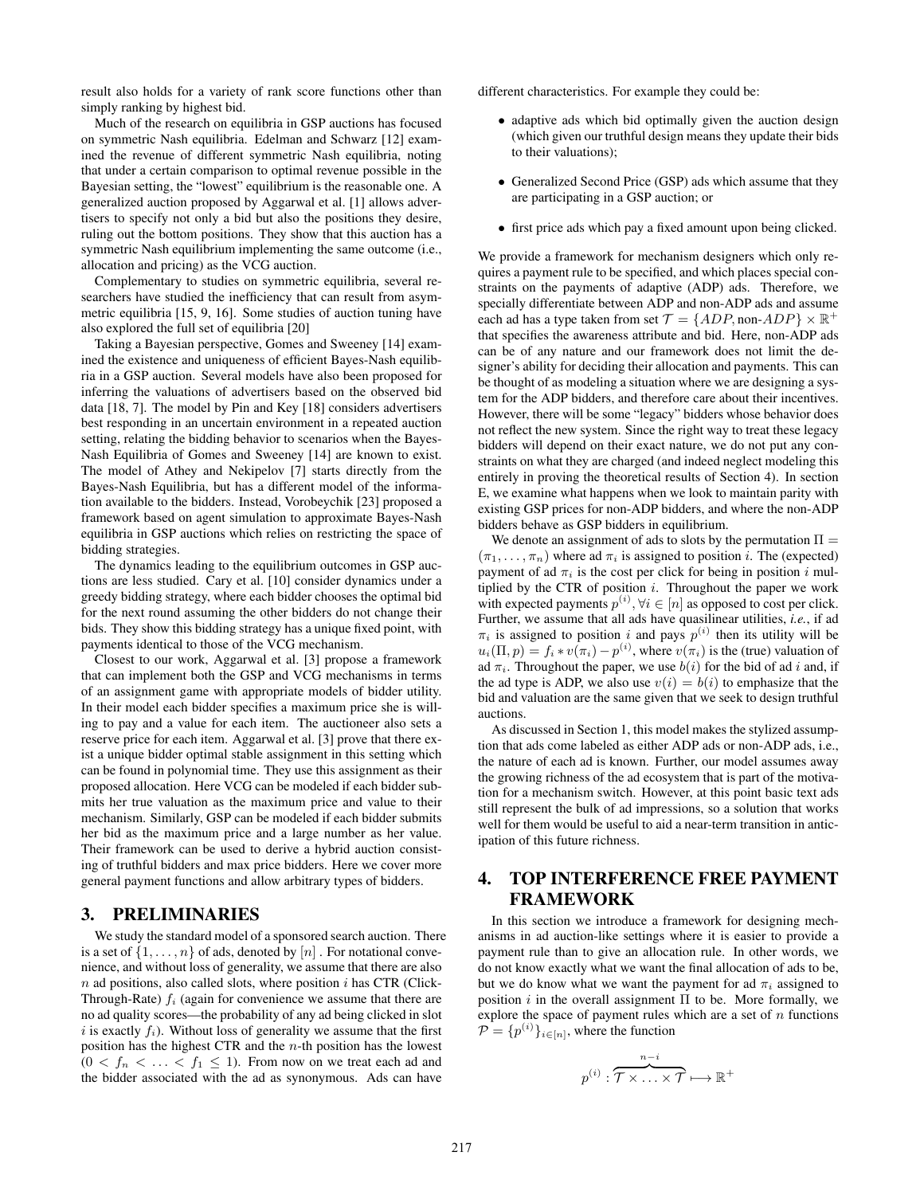result also holds for a variety of rank score functions other than simply ranking by highest bid.

Much of the research on equilibria in GSP auctions has focused on symmetric Nash equilibria. Edelman and Schwarz [12] examined the revenue of different symmetric Nash equilibria, noting that under a certain comparison to optimal revenue possible in the Bayesian setting, the "lowest" equilibrium is the reasonable one. A generalized auction proposed by Aggarwal et al. [1] allows advertisers to specify not only a bid but also the positions they desire, ruling out the bottom positions. They show that this auction has a symmetric Nash equilibrium implementing the same outcome (i.e., allocation and pricing) as the VCG auction.

Complementary to studies on symmetric equilibria, several researchers have studied the inefficiency that can result from asymmetric equilibria [15, 9, 16]. Some studies of auction tuning have also explored the full set of equilibria [20]

Taking a Bayesian perspective, Gomes and Sweeney [14] examined the existence and uniqueness of efficient Bayes-Nash equilibria in a GSP auction. Several models have also been proposed for inferring the valuations of advertisers based on the observed bid data [18, 7]. The model by Pin and Key [18] considers advertisers best responding in an uncertain environment in a repeated auction setting, relating the bidding behavior to scenarios when the Bayes-Nash Equilibria of Gomes and Sweeney [14] are known to exist. The model of Athey and Nekipelov [7] starts directly from the Bayes-Nash Equilibria, but has a different model of the information available to the bidders. Instead, Vorobeychik [23] proposed a framework based on agent simulation to approximate Bayes-Nash equilibria in GSP auctions which relies on restricting the space of bidding strategies.

The dynamics leading to the equilibrium outcomes in GSP auctions are less studied. Cary et al. [10] consider dynamics under a greedy bidding strategy, where each bidder chooses the optimal bid for the next round assuming the other bidders do not change their bids. They show this bidding strategy has a unique fixed point, with payments identical to those of the VCG mechanism.

Closest to our work, Aggarwal et al. [3] propose a framework that can implement both the GSP and VCG mechanisms in terms of an assignment game with appropriate models of bidder utility. In their model each bidder specifies a maximum price she is willing to pay and a value for each item. The auctioneer also sets a reserve price for each item. Aggarwal et al. [3] prove that there exist a unique bidder optimal stable assignment in this setting which can be found in polynomial time. They use this assignment as their proposed allocation. Here VCG can be modeled if each bidder submits her true valuation as the maximum price and value to their mechanism. Similarly, GSP can be modeled if each bidder submits her bid as the maximum price and a large number as her value. Their framework can be used to derive a hybrid auction consisting of truthful bidders and max price bidders. Here we cover more general payment functions and allow arbitrary types of bidders.

## 3. PRELIMINARIES

We study the standard model of a sponsored search auction. There is a set of $\{1, \ldots, n\}$ of ads, denoted by $[n]$ . For notational convenience, and without loss of generality, we assume that there are also $n$ ad positions, also called slots, where position $i$ has CTR (Click-Through-Rate) $f_i$ (again for convenience we assume that there are no ad quality scores—the probability of any ad being clicked in slot $i$ is exactly $f_i$). Without loss of generality we assume that the first position has the highest CTR and the $n$-th position has the lowest ($0 < f_n < \ldots < f_1 \leq 1$). From now on we treat each ad and the bidder associated with the ad as synonymous. Ads can have different characteristics. For example they could be:

- adaptive ads which bid optimally given the auction design (which given our truthful design means they update their bids to their valuations);
- Generalized Second Price (GSP) ads which assume that they are participating in a GSP auction; or
- first price ads which pay a fixed amount upon being clicked.

We provide a framework for mechanism designers which only requires a payment rule to be specified, and which places special constraints on the payments of adaptive (ADP) ads. Therefore, we specially differentiate between ADP and non-ADP ads and assume each ad has a type taken from set $\mathcal{T} = \{ADP, \text{non-}ADP\} \times \mathbb{R}^+$ that specifies the awareness attribute and bid. Here, non-ADP ads can be of any nature and our framework does not limit the designer's ability for deciding their allocation and payments. This can be thought of as modeling a situation where we are designing a system for the ADP bidders, and therefore care about their incentives. However, there will be some "legacy" bidders whose behavior does not reflect the new system. Since the right way to treat these legacy bidders will depend on their exact nature, we do not put any constraints on what they are charged (and indeed neglect modeling this entirely in proving the theoretical results of Section 4). In section E, we examine what happens when we look to maintain parity with existing GSP prices for non-ADP bidders, and where the non-ADP bidders behave as GSP bidders in equilibrium.

We denote an assignment of ads to slots by the permutation $\Pi = (\pi_1, \ldots, \pi_n)$ where ad $\pi_i$ is assigned to position $i$. The (expected) payment of ad $\pi_i$ is the cost per click for being in position $i$ multiplied by the CTR of position $i$. Throughout the paper we work with expected payments $p^{(i)}, \forall i \in [n]$ as opposed to cost per click. Further, we assume that all ads have quasilinear utilities, *i.e.*, if ad $\pi_i$ is assigned to position $i$ and pays $p^{(i)}$ then its utility will be $u_i(\Pi, p) = f_i * v(\pi_i) - p^{(i)}$, where $v(\pi_i)$ is the (true) valuation of ad $\pi_i$. Throughout the paper, we use $b(i)$ for the bid of ad $i$ and, if the ad type is ADP, we also use $v(i) = b(i)$ to emphasize that the bid and valuation are the same given that we seek to design truthful auctions.

As discussed in Section 1, this model makes the stylized assumption that ads come labeled as either ADP ads or non-ADP ads, i.e., the nature of each ad is known. Further, our model assumes away the growing richness of the ad ecosystem that is part of the motivation for a mechanism switch. However, at this point basic text ads still represent the bulk of ad impressions, so a solution that works well for them would be useful to aid a near-term transition in anticipation of this future richness.

## 4. TOP INTERFERENCE FREE PAYMENT FRAMEWORK

In this section we introduce a framework for designing mechanisms in ad auction-like settings where it is easier to provide a payment rule than to give an allocation rule. In other words, we do not know exactly what we want the final allocation of ads to be, but we do know what we want the payment for ad $\pi_i$ assigned to position $i$ in the overall assignment $\Pi$ to be. More formally, we explore the space of payment rules which are a set of $n$ functions $\mathcal{P} = \{p^{(i)}\}_{i \in [n]}$, where the function

$$p^{(i)} : \overbrace{\mathcal{T} \times \ldots \times \mathcal{T}}^{n-i} \longmapsto \mathbb{R}^+$$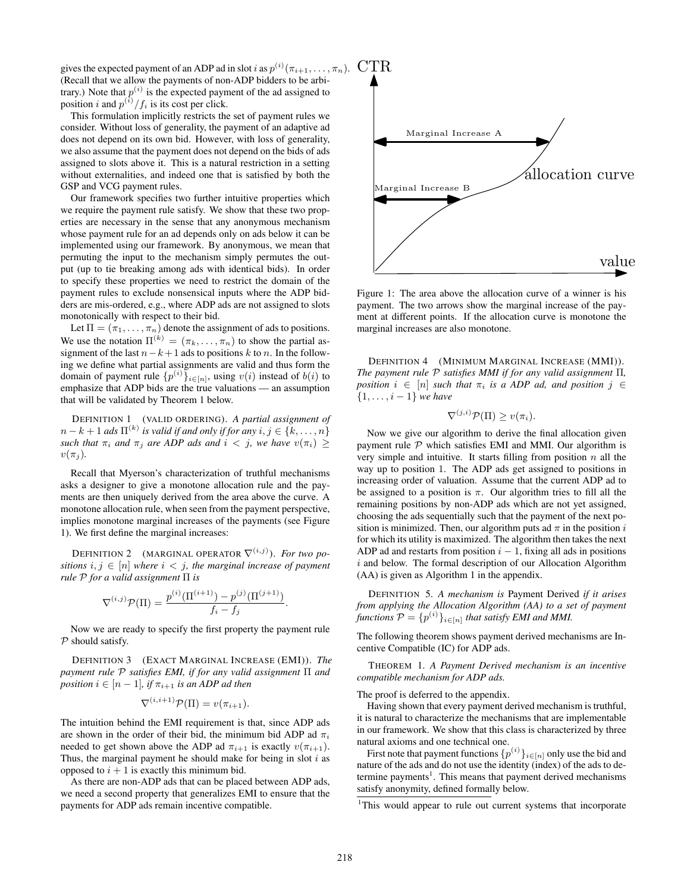gives the expected payment of an ADP ad in slot $i$ as $p^{(i)}(\pi_{i+1},\ldots,\pi_n)$. (Recall that we allow the payments of non-ADP bidders to be arbitrary.) Note that $p^{(i)}$ is the expected payment of the ad assigned to position $i$ and $p^{(i)}/f_i$ is its cost per click.

This formulation implicitly restricts the set of payment rules we consider. Without loss of generality, the payment of an adaptive ad does not depend on its own bid. However, with loss of generality, we also assume that the payment does not depend on the bids of ads assigned to slots above it. This is a natural restriction in a setting without externalities, and indeed one that is satisfied by both the GSP and VCG payment rules.

Our framework specifies two further intuitive properties which we require the payment rule satisfy. We show that these two properties are necessary in the sense that any anonymous mechanism whose payment rule for an ad depends only on ads below it can be implemented using our framework. By anonymous, we mean that permuting the input to the mechanism simply permutes the output (up to tie breaking among ads with identical bids). In order to specify these properties we need to restrict the domain of the payment rules to exclude nonsensical inputs where the ADP bidders are mis-ordered, e.g., where ADP ads are not assigned to slots monotonically with respect to their bid.

Let $\Pi = (\pi_1,\ldots,\pi_n)$ denote the assignment of ads to positions. We use the notation $\Pi^{(k)} = (\pi_k,\ldots,\pi_n)$ to show the partial assignment of the last $n-k+1$ ads to positions $k$ to $n$. In the following we define what partial assignments are valid and thus form the domain of payment rule $\{p^{(i)}\}_{i\in[n]}$, using $v(i)$ instead of $b(i)$ to emphasize that ADP bids are the true valuations — an assumption that will be validated by Theorem 1 below.

Definition 1 (Valid ordering). *A partial assignment of $n-k+1$ ads $\Pi^{(k)}$ is valid if and only if for any $i,j \in \{k,\ldots,n\}$ such that $\pi_i$ and $\pi_j$ are ADP ads and $i<j$, we have $v(\pi_i) \geq v(\pi_j)$.*

Recall that Myerson's characterization of truthful mechanisms asks a designer to give a monotone allocation rule and the payments are then uniquely derived from the area above the curve. A monotone allocation rule, when seen from the payment perspective, implies monotone marginal increases of the payments (see Figure 1). We first define the marginal increases:

Definition 2 (Marginal operator $\nabla^{(i,j)}$). *For two positions $i,j \in [n]$ where $i<j$, the marginal increase of payment rule $\mathcal{P}$ for a valid assignment $\Pi$ is*

$$\nabla^{(i,j)}\mathcal{P}(\Pi) = \frac{p^{(i)}(\Pi^{(i+1)}) - p^{(j)}(\Pi^{(j+1)})}{f_i - f_j}.$$

Now we are ready to specify the first property the payment rule $\mathcal{P}$ should satisfy.

Definition 3 (Exact Marginal Increase (EMI)). *The payment rule $\mathcal{P}$ satisfies EMI, if for any valid assignment $\Pi$ and position $i \in [n-1]$, if $\pi_{i+1}$ is an ADP ad then*

$$\nabla^{(i,i+1)}\mathcal{P}(\Pi) = v(\pi_{i+1}).$$

The intuition behind the EMI requirement is that, since ADP ads are shown in the order of their bid, the minimum bid ADP ad $\pi_i$ needed to get shown above the ADP ad $\pi_{i+1}$ is exactly $v(\pi_{i+1})$. Thus, the marginal payment he should make for being in slot $i$ as opposed to $i+1$ is exactly this minimum bid.

As there are non-ADP ads that can be placed between ADP ads, we need a second property that generalizes EMI to ensure that the payments for ADP ads remain incentive compatible.

Figure 1: The area above the allocation curve of a winner is his payment. The two arrows show the marginal increase of the payment at different points. If the allocation curve is monotone the marginal increases are also monotone.

Definition 4 (Minimum Marginal Increase (MMI)). *The payment rule $\mathcal{P}$ satisfies MMI if for any valid assignment $\Pi$, position $i \in [n]$ such that $\pi_i$ is a ADP ad, and position $j \in \{1,\ldots,i-1\}$ we have*

$$\nabla^{(j,i)}\mathcal{P}(\Pi) \geq v(\pi_i).$$

Now we give our algorithm to derive the final allocation given payment rule $\mathcal{P}$ which satisfies EMI and MMI. Our algorithm is very simple and intuitive. It starts filling from position $n$ all the way up to position 1. The ADP ads get assigned to positions in increasing order of valuation. Assume that the current ADP ad to be assigned to a position is $\pi$. Our algorithm tries to fill all the remaining positions by non-ADP ads which are not yet assigned, choosing the ads sequentially such that the payment of the next position is minimized. Then, our algorithm puts ad $\pi$ in the position $i$ for which its utility is maximized. The algorithm then takes the next ADP ad and restarts from position $i-1$, fixing all ads in positions $i$ and below. The formal description of our Allocation Algorithm (AA) is given as Algorithm 1 in the appendix.

Definition 5. *A mechanism is* Payment Derived *if it arises from applying the Allocation Algorithm (AA) to a set of payment functions $\mathcal{P} = \{p^{(i)}\}_{i\in[n]}$ that satisfy EMI and MMI.*

The following theorem shows payment derived mechanisms are Incentive Compatible (IC) for ADP ads.

Theorem 1. *A Payment Derived mechanism is an incentive compatible mechanism for ADP ads.*

The proof is deferred to the appendix.

Having shown that every payment derived mechanism is truthful, it is natural to characterize the mechanisms that are implementable in our framework. We show that this class is characterized by three natural axioms and one technical one.

First note that payment functions $\{p^{(i)}\}_{i\in[n]}$ only use the bid and nature of the ads and do not use the identity (index) of the ads to determine payments[1]. This means that payment derived mechanisms satisfy anonymity, defined formally below.

[1]This would appear to rule out current systems that incorporate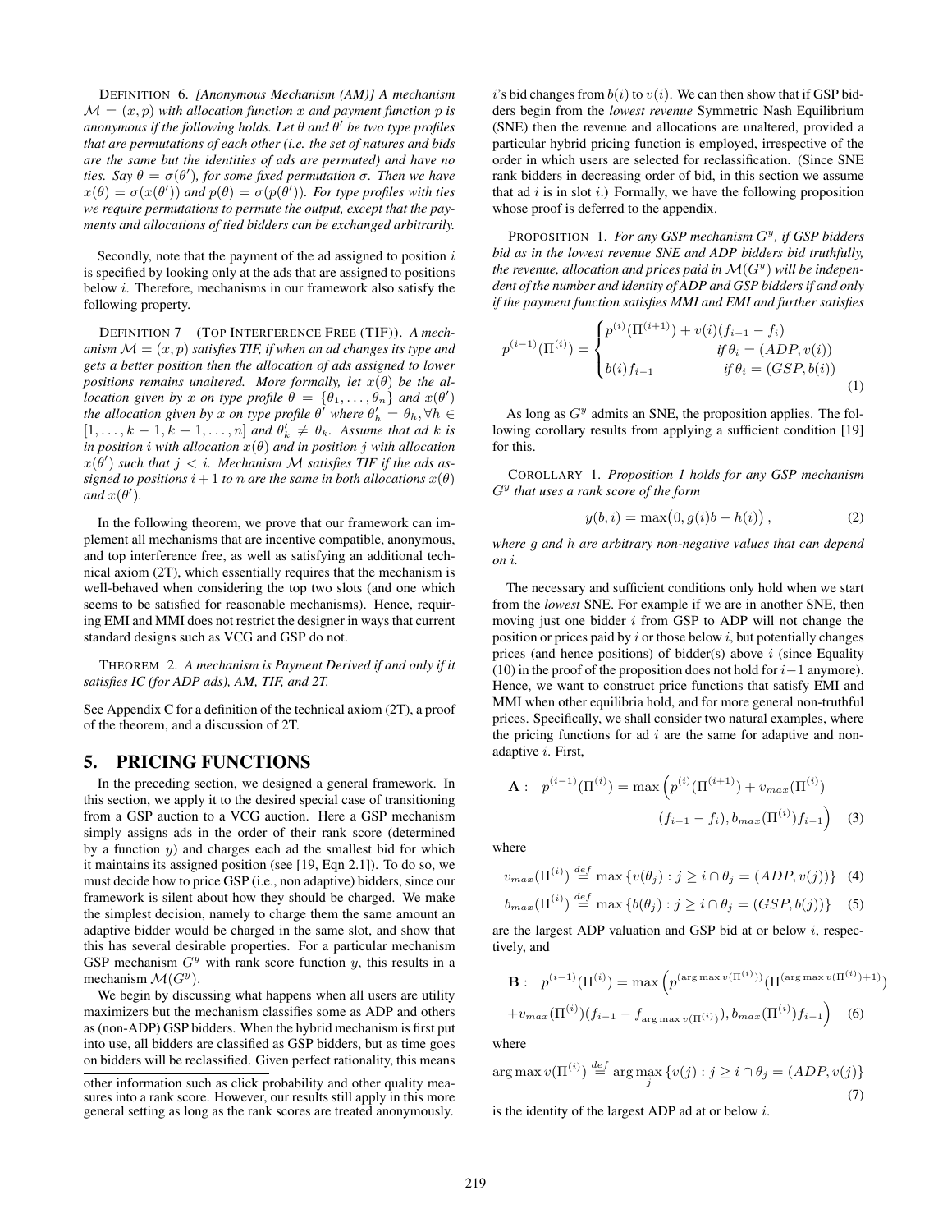DEFINITION 6. *[Anonymous Mechanism (AM)] A mechanism $\mathcal{M} = (x, p)$ with allocation function $x$ and payment function $p$ is anonymous if the following holds. Let $\theta$ and $\theta'$ be two type profiles that are permutations of each other (i.e. the set of natures and bids are the same but the identities of ads are permuted) and have no ties. Say $\theta = \sigma(\theta')$, for some fixed permutation $\sigma$. Then we have $x(\theta) = \sigma(x(\theta'))$ and $p(\theta) = \sigma(p(\theta'))$. For type profiles with ties we require permutations to permute the output, except that the payments and allocations of tied bidders can be exchanged arbitrarily.*

Secondly, note that the payment of the ad assigned to position $i$ is specified by looking only at the ads that are assigned to positions below $i$. Therefore, mechanisms in our framework also satisfy the following property.

DEFINITION 7 (TOP INTERFERENCE FREE (TIF)). *A mechanism $\mathcal{M} = (x, p)$ satisfies TIF, if when an ad changes its type and gets a better position then the allocation of ads assigned to lower positions remains unaltered. More formally, let $x(\theta)$ be the allocation given by $x$ on type profile $\theta = \{\theta_1, \ldots, \theta_n\}$ and $x(\theta')$ the allocation given by $x$ on type profile $\theta'$ where $\theta'_h = \theta_h, \forall h \in [1, \ldots, k-1, k+1, \ldots, n]$ and $\theta'_k \neq \theta_k$. Assume that ad $k$ is in position $i$ with allocation $x(\theta)$ and in position $j$ with allocation $x(\theta')$ such that $j < i$. Mechanism $\mathcal{M}$ satisfies TIF if the ads assigned to positions $i+1$ to $n$ are the same in both allocations $x(\theta)$ and $x(\theta')$.*

In the following theorem, we prove that our framework can implement all mechanisms that are incentive compatible, anonymous, and top interference free, as well as satisfying an additional technical axiom (2T), which essentially requires that the mechanism is well-behaved when considering the top two slots (and one which seems to be satisfied for reasonable mechanisms). Hence, requiring EMI and MMI does not restrict the designer in ways that current standard designs such as VCG and GSP do not.

THEOREM 2. *A mechanism is Payment Derived if and only if it satisfies IC (for ADP ads), AM, TIF, and 2T.*

See Appendix C for a definition of the technical axiom (2T), a proof of the theorem, and a discussion of 2T.

## 5. PRICING FUNCTIONS

In the preceding section, we designed a general framework. In this section, we apply it to the desired special case of transitioning from a GSP auction to a VCG auction. Here a GSP mechanism simply assigns ads in the order of their rank score (determined by a function $y$) and charges each ad the smallest bid for which it maintains its assigned position (see [19, Eqn 2.1]). To do so, we must decide how to price GSP (i.e., non adaptive) bidders, since our framework is silent about how they should be charged. We make the simplest decision, namely to charge them the same amount an adaptive bidder would be charged in the same slot, and show that this has several desirable properties. For a particular mechanism GSP mechanism $G^y$ with rank score function $y$, this results in a mechanism $\mathcal{M}(G^y)$.

We begin by discussing what happens when all users are utility maximizers but the mechanism classifies some as ADP and others as (non-ADP) GSP bidders. When the hybrid mechanism is first put into use, all bidders are classified as GSP bidders, but as time goes on bidders will be reclassified. Given perfect rationality, this means

other information such as click probability and other quality measures into a rank score. However, our results still apply in this more general setting as long as the rank scores are treated anonymously.

$i$'s bid changes from $b(i)$ to $v(i)$. We can then show that if GSP bidders begin from the *lowest revenue* Symmetric Nash Equilibrium (SNE) then the revenue and allocations are unaltered, provided a particular hybrid pricing function is employed, irrespective of the order in which users are selected for reclassification. (Since SNE rank bidders in decreasing order of bid, in this section we assume that ad $i$ is in slot $i$.) Formally, we have the following proposition whose proof is deferred to the appendix.

PROPOSITION 1. *For any GSP mechanism $G^y$, if GSP bidders bid as in the lowest revenue SNE and ADP bidders bid truthfully, the revenue, allocation and prices paid in $\mathcal{M}(G^y)$ will be independent of the number and identity of ADP and GSP bidders if and only if the payment function satisfies MMI and EMI and further satisfies*

$$p^{(i-1)}(\Pi^{(i)}) = \begin{cases} p^{(i)}(\Pi^{(i+1)}) + v(i)(f_{i-1} - f_i) & \\ \qquad\qquad\qquad \text{if } \theta_i = (ADP, v(i)) \\ b(i)f_{i-1} \qquad\qquad \text{if } \theta_i = (GSP, b(i)) \end{cases} \tag{1}$$

As long as $G^y$ admits an SNE, the proposition applies. The following corollary results from applying a sufficient condition [19] for this.

COROLLARY 1. *Proposition 1 holds for any GSP mechanism $G^y$ that uses a rank score of the form*

$$y(b, i) = \max\bigl(0, g(i)b - h(i)\bigr), \tag{2}$$

*where $g$ and $h$ are arbitrary non-negative values that can depend on $i$.*

The necessary and sufficient conditions only hold when we start from the *lowest* SNE. For example if we are in another SNE, then moving just one bidder $i$ from GSP to ADP will not change the position or prices paid by $i$ or those below $i$, but potentially changes prices (and hence positions) of bidder(s) above $i$ (since Equality (10) in the proof of the proposition does not hold for $i-1$ anymore). Hence, we want to construct price functions that satisfy EMI and MMI when other equilibria hold, and for more general non-truthful prices. Specifically, we shall consider two natural examples, where the pricing functions for ad $i$ are the same for adaptive and non-adaptive $i$. First,

$$\mathbf{A}: \quad p^{(i-1)}(\Pi^{(i)}) = \max\Bigl(p^{(i)}(\Pi^{(i+1)}) + v_{max}(\Pi^{(i)}) \\ (f_{i-1} - f_i), b_{max}(\Pi^{(i)})f_{i-1}\Bigr) \tag{3}$$

where

$$v_{max}(\Pi^{(i)}) \stackrel{def}{=} \max\{v(\theta_j) : j \geq i \cap \theta_j = (ADP, v(j))\} \tag{4}$$

$$b_{max}(\Pi^{(i)}) \stackrel{def}{=} \max\{b(\theta_j) : j \geq i \cap \theta_j = (GSP, b(j))\} \tag{5}$$

are the largest ADP valuation and GSP bid at or below $i$, respectively, and

$$\mathbf{B}: \quad p^{(i-1)}(\Pi^{(i)}) = \max\Bigl(p^{(\arg\max v(\Pi^{(i)}))}(\Pi^{(\arg\max v(\Pi^{(i)})+1)}) \\ + v_{max}(\Pi^{(i)})(f_{i-1} - f_{\arg\max v(\Pi^{(i)})}), b_{max}(\Pi^{(i)})f_{i-1}\Bigr) \tag{6}$$

where

$$\arg\max v(\Pi^{(i)}) \stackrel{def}{=} \arg\max_j \{v(j) : j \geq i \cap \theta_j = (ADP, v(j)\} \tag{7}$$

is the identity of the largest ADP ad at or below $i$.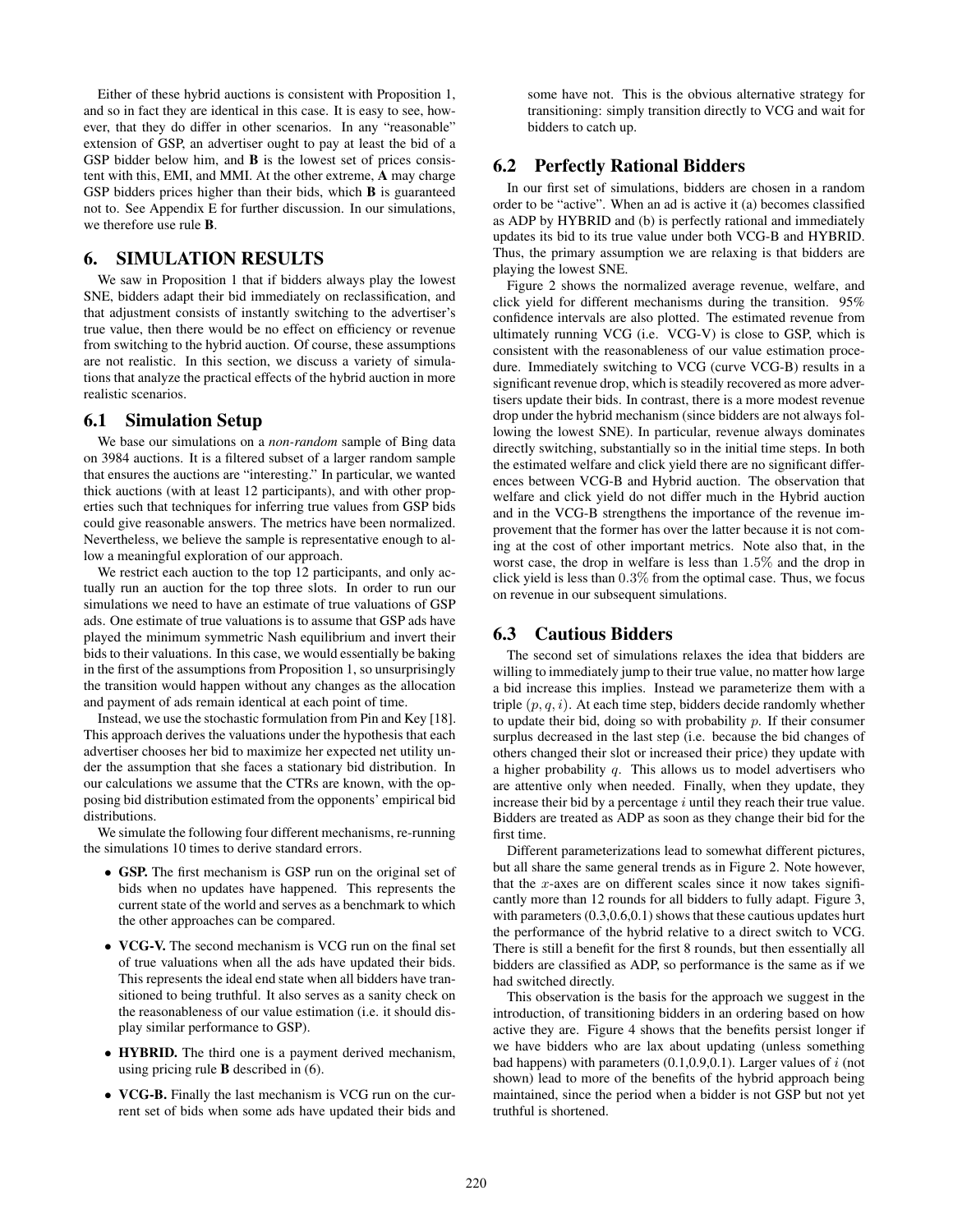Either of these hybrid auctions is consistent with Proposition 1, and so in fact they are identical in this case. It is easy to see, however, that they do differ in other scenarios. In any "reasonable" extension of GSP, an advertiser ought to pay at least the bid of a GSP bidder below him, and **B** is the lowest set of prices consistent with this, EMI, and MMI. At the other extreme, **A** may charge GSP bidders prices higher than their bids, which **B** is guaranteed not to. See Appendix E for further discussion. In our simulations, we therefore use rule **B**.

# 6. SIMULATION RESULTS

We saw in Proposition 1 that if bidders always play the lowest SNE, bidders adapt their bid immediately on reclassification, and that adjustment consists of instantly switching to the advertiser's true value, then there would be no effect on efficiency or revenue from switching to the hybrid auction. Of course, these assumptions are not realistic. In this section, we discuss a variety of simulations that analyze the practical effects of the hybrid auction in more realistic scenarios.

## 6.1 Simulation Setup

We base our simulations on a *non-random* sample of Bing data on 3984 auctions. It is a filtered subset of a larger random sample that ensures the auctions are "interesting." In particular, we wanted thick auctions (with at least 12 participants), and with other properties such that techniques for inferring true values from GSP bids could give reasonable answers. The metrics have been normalized. Nevertheless, we believe the sample is representative enough to allow a meaningful exploration of our approach.

We restrict each auction to the top 12 participants, and only actually run an auction for the top three slots. In order to run our simulations we need to have an estimate of true valuations of GSP ads. One estimate of true valuations is to assume that GSP ads have played the minimum symmetric Nash equilibrium and invert their bids to their valuations. In this case, we would essentially be baking in the first of the assumptions from Proposition 1, so unsurprisingly the transition would happen without any changes as the allocation and payment of ads remain identical at each point of time.

Instead, we use the stochastic formulation from Pin and Key [18]. This approach derives the valuations under the hypothesis that each advertiser chooses her bid to maximize her expected net utility under the assumption that she faces a stationary bid distribution. In our calculations we assume that the CTRs are known, with the opposing bid distribution estimated from the opponents' empirical bid distributions.

We simulate the following four different mechanisms, re-running the simulations 10 times to derive standard errors.

- **GSP.** The first mechanism is GSP run on the original set of bids when no updates have happened. This represents the current state of the world and serves as a benchmark to which the other approaches can be compared.
- **VCG-V.** The second mechanism is VCG run on the final set of true valuations when all the ads have updated their bids. This represents the ideal end state when all bidders have transitioned to being truthful. It also serves as a sanity check on the reasonableness of our value estimation (i.e. it should display similar performance to GSP).
- **HYBRID.** The third one is a payment derived mechanism, using pricing rule **B** described in (6).
- **VCG-B.** Finally the last mechanism is VCG run on the current set of bids when some ads have updated their bids and some have not. This is the obvious alternative strategy for transitioning: simply transition directly to VCG and wait for bidders to catch up.

## 6.2 Perfectly Rational Bidders

In our first set of simulations, bidders are chosen in a random order to be "active". When an ad is active it (a) becomes classified as ADP by HYBRID and (b) is perfectly rational and immediately updates its bid to its true value under both VCG-B and HYBRID. Thus, the primary assumption we are relaxing is that bidders are playing the lowest SNE.

Figure 2 shows the normalized average revenue, welfare, and click yield for different mechanisms during the transition. 95% confidence intervals are also plotted. The estimated revenue from ultimately running VCG (i.e. VCG-V) is close to GSP, which is consistent with the reasonableness of our value estimation procedure. Immediately switching to VCG (curve VCG-B) results in a significant revenue drop, which is steadily recovered as more advertisers update their bids. In contrast, there is a more modest revenue drop under the hybrid mechanism (since bidders are not always following the lowest SNE). In particular, revenue always dominates directly switching, substantially so in the initial time steps. In both the estimated welfare and click yield there are no significant differences between VCG-B and Hybrid auction. The observation that welfare and click yield do not differ much in the Hybrid auction and in the VCG-B strengthens the importance of the revenue improvement that the former has over the latter because it is not coming at the cost of other important metrics. Note also that, in the worst case, the drop in welfare is less than $1.5\%$ and the drop in click yield is less than $0.3\%$ from the optimal case. Thus, we focus on revenue in our subsequent simulations.

## 6.3 Cautious Bidders

The second set of simulations relaxes the idea that bidders are willing to immediately jump to their true value, no matter how large a bid increase this implies. Instead we parameterize them with a triple $(p, q, i)$. At each time step, bidders decide randomly whether to update their bid, doing so with probability $p$. If their consumer surplus decreased in the last step (i.e. because the bid changes of others changed their slot or increased their price) they update with a higher probability $q$. This allows us to model advertisers who are attentive only when needed. Finally, when they update, they increase their bid by a percentage $i$ until they reach their true value. Bidders are treated as ADP as soon as they change their bid for the first time.

Different parameterizations lead to somewhat different pictures, but all share the same general trends as in Figure 2. Note however, that the $x$-axes are on different scales since it now takes significantly more than 12 rounds for all bidders to fully adapt. Figure 3, with parameters (0.3,0.6,0.1) shows that these cautious updates hurt the performance of the hybrid relative to a direct switch to VCG. There is still a benefit for the first 8 rounds, but then essentially all bidders are classified as ADP, so performance is the same as if we had switched directly.

This observation is the basis for the approach we suggest in the introduction, of transitioning bidders in an ordering based on how active they are. Figure 4 shows that the benefits persist longer if we have bidders who are lax about updating (unless something bad happens) with parameters (0.1,0.9,0.1). Larger values of $i$ (not shown) lead to more of the benefits of the hybrid approach being maintained, since the period when a bidder is not GSP but not yet truthful is shortened.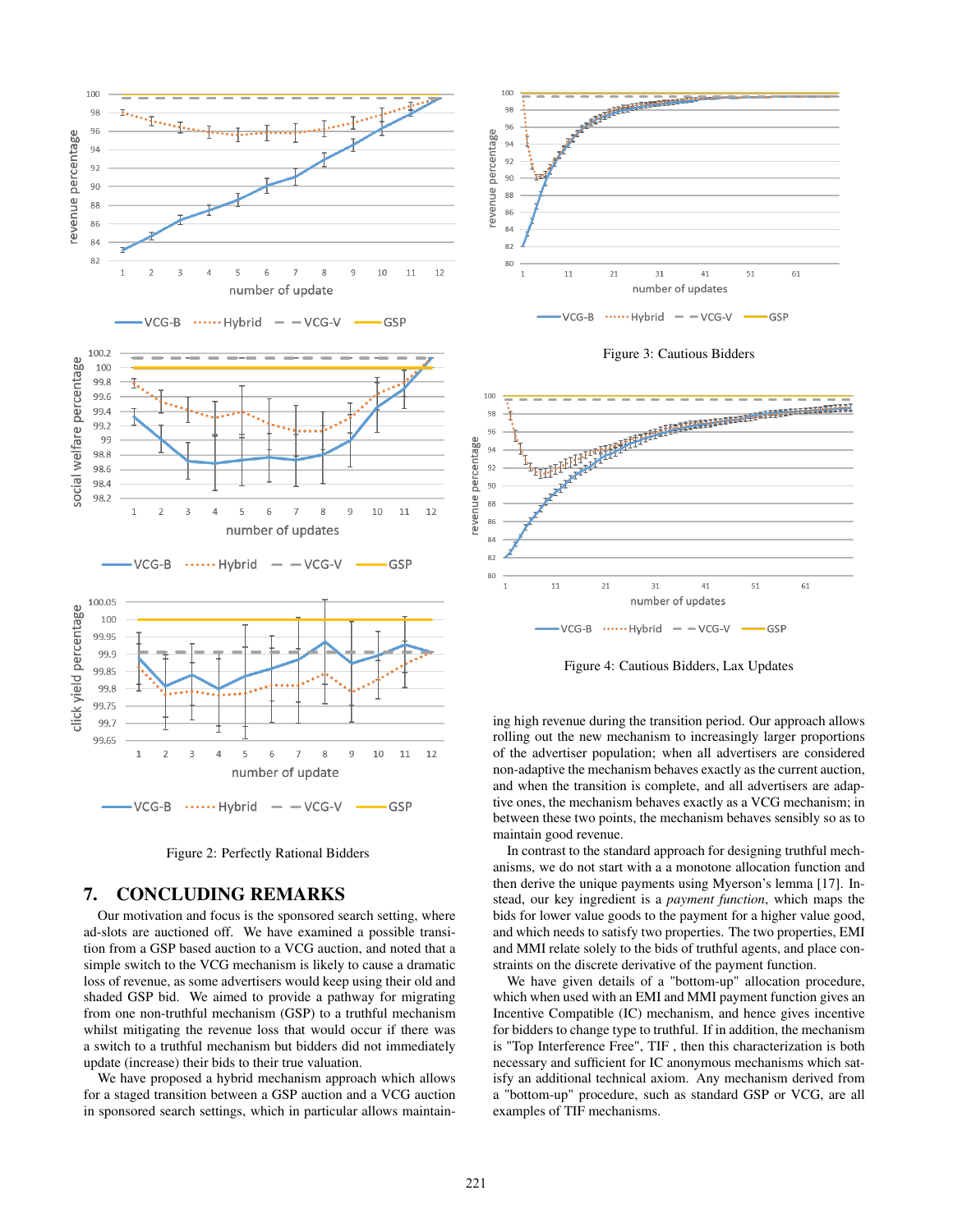Figure 2: Perfectly Rational Bidders

Figure 3: Cautious Bidders

Figure 4: Cautious Bidders, Lax Updates

## 7. CONCLUDING REMARKS

Our motivation and focus is the sponsored search setting, where ad-slots are auctioned off. We have examined a possible transition from a GSP based auction to a VCG auction, and noted that a simple switch to the VCG mechanism is likely to cause a dramatic loss of revenue, as some advertisers would keep using their old and shaded GSP bid. We aimed to provide a pathway for migrating from one non-truthful mechanism (GSP) to a truthful mechanism whilst mitigating the revenue loss that would occur if there was a switch to a truthful mechanism but bidders did not immediately update (increase) their bids to their true valuation.

We have proposed a hybrid mechanism approach which allows for a staged transition between a GSP auction and a VCG auction in sponsored search settings, which in particular allows maintaining high revenue during the transition period. Our approach allows rolling out the new mechanism to increasingly larger proportions of the advertiser population; when all advertisers are considered non-adaptive the mechanism behaves exactly as the current auction, and when the transition is complete, and all advertisers are adaptive ones, the mechanism behaves exactly as a VCG mechanism; in between these two points, the mechanism behaves sensibly so as to maintain good revenue.

In contrast to the standard approach for designing truthful mechanisms, we do not start with a a monotone allocation function and then derive the unique payments using Myerson's lemma [17]. Instead, our key ingredient is a *payment function*, which maps the bids for lower value goods to the payment for a higher value good, and which needs to satisfy two properties. The two properties, EMI and MMI relate solely to the bids of truthful agents, and place constraints on the discrete derivative of the payment function.

We have given details of a "bottom-up" allocation procedure, which when used with an EMI and MMI payment function gives an Incentive Compatible (IC) mechanism, and hence gives incentive for bidders to change type to truthful. If in addition, the mechanism is "Top Interference Free", TIF , then this characterization is both necessary and sufficient for IC anonymous mechanisms which satisfy an additional technical axiom. Any mechanism derived from a "bottom-up" procedure, such as standard GSP or VCG, are all examples of TIF mechanisms.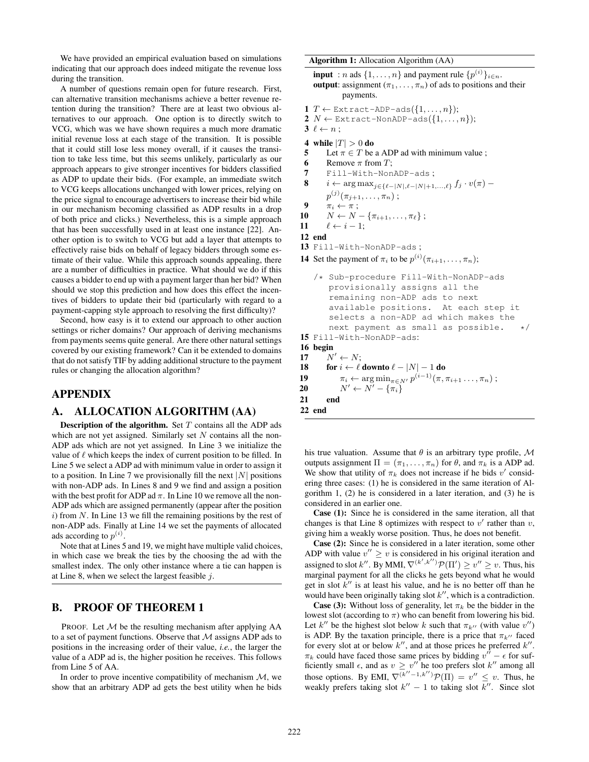We have provided an empirical evaluation based on simulations indicating that our approach does indeed mitigate the revenue loss during the transition.

A number of questions remain open for future research. First, can alternative transition mechanisms achieve a better revenue retention during the transition? There are at least two obvious alternatives to our approach. One option is to directly switch to VCG, which was we have shown requires a much more dramatic initial revenue loss at each stage of the transition. It is possible that it could still lose less money overall, if it causes the transition to take less time, but this seems unlikely, particularly as our approach appears to give stronger incentives for bidders classified as ADP to update their bids. (For example, an immediate switch to VCG keeps allocations unchanged with lower prices, relying on the price signal to encourage advertisers to increase their bid while in our mechanism becoming classified as ADP results in a drop of both price and clicks.) Nevertheless, this is a simple approach that has been successfully used in at least one instance [22]. Another option is to switch to VCG but add a layer that attempts to effectively raise bids on behalf of legacy bidders through some estimate of their value. While this approach sounds appealing, there are a number of difficulties in practice. What should we do if this causes a bidder to end up with a payment larger than her bid? When should we stop this prediction and how does this effect the incentives of bidders to update their bid (particularly with regard to a payment-capping style approach to resolving the first difficulty)?

Second, how easy is it to extend our approach to other auction settings or richer domains? Our approach of deriving mechanisms from payments seems quite general. Are there other natural settings covered by our existing framework? Can it be extended to domains that do not satisfy TIF by adding additional structure to the payment rules or changing the allocation algorithm?

## APPENDIX

## A. ALLOCATION ALGORITHM (AA)

**Description of the algorithm.** Set $T$ contains all the ADP ads which are not yet assigned. Similarly set $N$ contains all the non-ADP ads which are not yet assigned. In Line 3 we initialize the value of $\ell$ which keeps the index of current position to be filled. In Line 5 we select a ADP ad with minimum value in order to assign it to a position. In Line 7 we provisionally fill the next $|N|$ positions with non-ADP ads. In Lines 8 and 9 we find and assign a position with the best profit for ADP ad $\pi$. In Line 10 we remove all the non-ADP ads which are assigned permanently (appear after the position $i$) from $N$. In Line 13 we fill the remaining positions by the rest of non-ADP ads. Finally at Line 14 we set the payments of allocated ads according to $p^{(i)}$.

Note that at Lines 5 and 19, we might have multiple valid choices, in which case we break the ties by the choosing the ad with the smallest index. The only other instance where a tie can happen is at Line 8, when we select the largest feasible $j$.

**Algorithm 1:** Allocation Algorithm (AA)

**input** : $n$ ads $\{1, \ldots, n\}$ and payment rule $\{p^{(i)}\}_{i \in n}$.
**output**: assignment $(\pi_1, \ldots, \pi_n)$ of ads to positions and their payments.

1 $T \leftarrow$ `Extract-ADP-ads`$(\{1, \ldots, n\})$;
2 $N \leftarrow$ `Extract-NonADP-ads`$(\{1, \ldots, n\})$;
3 $\ell \leftarrow n$ ;
4 **while** $|T| > 0$ **do**
5  Let $\pi \in T$ be a ADP ad with minimum value ;
6  Remove $\pi$ from $T$;
7  `Fill-With-NonADP-ads` ;
8  $i \leftarrow \arg\max_{j \in \{\ell-|N|, \ell-|N|+1, \ldots, \ell\}} f_j \cdot v(\pi) - p^{(j)}(\pi_{j+1}, \ldots, \pi_n)$ ;
9  $\pi_i \leftarrow \pi$ ;
10  $N \leftarrow N - \{\pi_{i+1}, \ldots, \pi_\ell\}$ ;
11  $\ell \leftarrow i - 1$;
12 **end**
13 `Fill-With-NonADP-ads` ;
14 Set the payment of $\pi_i$ to be $p^{(i)}(\pi_{i+1}, \ldots, \pi_n)$;

```
/* Sub-procedure Fill-With-NonADP-ads
   provisionally assigns all the
   remaining non-ADP ads to next
   available positions. At each step it
   selects a non-ADP ad which makes the
   next payment as small as possible.   */
```

15 `Fill-With-NonADP-ads`:
16 **begin**
17  $N' \leftarrow N$;
18  **for** $i \leftarrow \ell$ **downto** $\ell - |N| - 1$ **do**
19   $\pi_i \leftarrow \arg\min_{\pi \in N'} p^{(i-1)}(\pi, \pi_{i+1} \ldots, \pi_n)$ ;
20   $N' \leftarrow N' - \{\pi_i\}$
21  **end**
22 **end**

## B. PROOF OF THEOREM 1

PROOF. Let $\mathcal{M}$ be the resulting mechanism after applying AA to a set of payment functions. Observe that $\mathcal{M}$ assigns ADP ads to positions in the increasing order of their value, *i.e.*, the larger the value of a ADP ad is, the higher position he receives. This follows from Line 5 of AA.

In order to prove incentive compatibility of mechanism $\mathcal{M}$, we show that an arbitrary ADP ad gets the best utility when he bids his true valuation. Assume that $\theta$ is an arbitrary type profile, $\mathcal{M}$ outputs assignment $\Pi = (\pi_1, \ldots, \pi_n)$ for $\theta$, and $\pi_k$ is a ADP ad. We show that utility of $\pi_k$ does not increase if he bids $v'$ considering three cases: (1) he is considered in the same iteration of Algorithm 1, (2) he is considered in a later iteration, and (3) he is considered in an earlier one.

**Case (1):** Since he is considered in the same iteration, all that changes is that Line 8 optimizes with respect to $v'$ rather than $v$, giving him a weakly worse position. Thus, he does not benefit.

**Case (2):** Since he is considered in a later iteration, some other ADP with value $v'' \geq v$ is considered in his original iteration and assigned to slot $k''$. By MMI, $\nabla^{(k',k'')}\mathcal{P}(\Pi') \geq v'' \geq v$. Thus, his marginal payment for all the clicks he gets beyond what he would get in slot $k''$ is at least his value, and he is no better off than he would have been originally taking slot $k''$, which is a contradiction.

**Case (3):** Without loss of generality, let $\pi_k$ be the bidder in the lowest slot (according to $\pi$) who can benefit from lowering his bid. Let $k''$ be the highest slot below $k$ such that $\pi_{k''}$ (with value $v''$) is ADP. By the taxation principle, there is a price that $\pi_{k''}$ faced for every slot at or below $k''$, and at those prices he preferred $k''$. $\pi_k$ could have faced those same prices by bidding $v'' - \epsilon$ for sufficiently small $\epsilon$, and as $v \geq v''$ he too prefers slot $k''$ among all those options. By EMI, $\nabla^{(k''-1,k'')}\mathcal{P}(\Pi) = v'' \leq v$. Thus, he weakly prefers taking slot $k'' - 1$ to taking slot $k''$. Since slot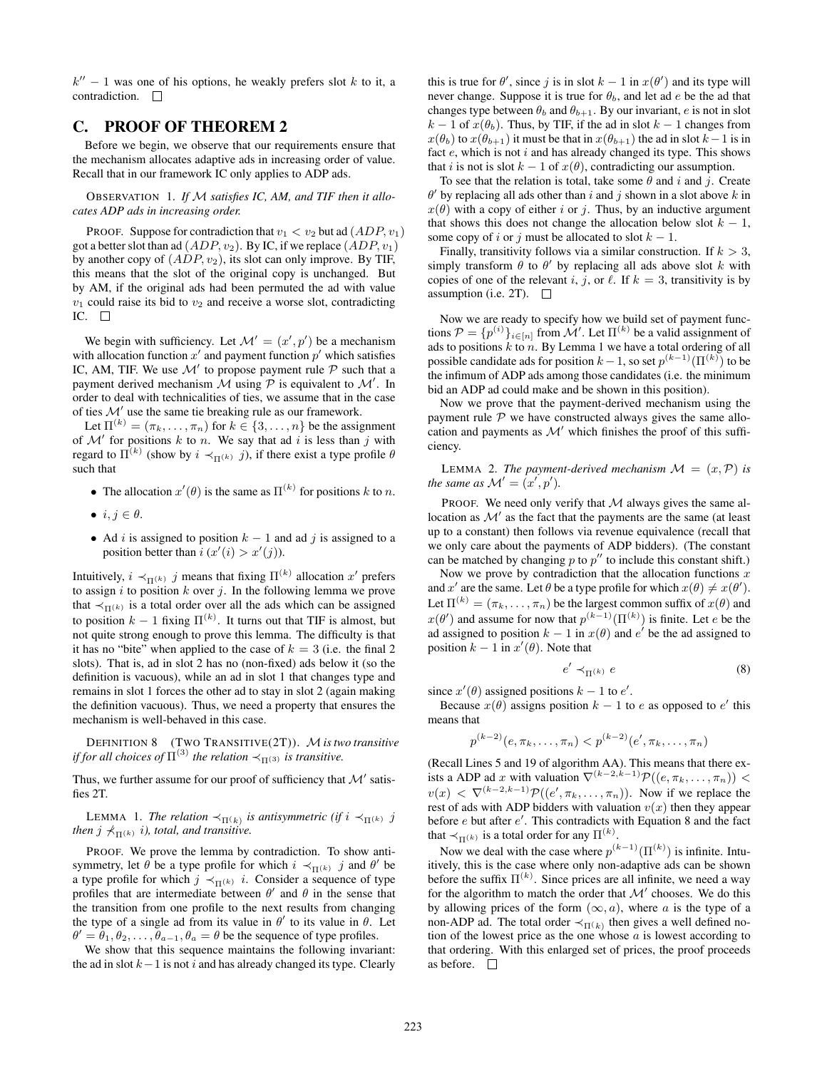$k'' - 1$ was one of his options, he weakly prefers slot $k$ to it, a contradiction. □

## C. PROOF OF THEOREM 2

Before we begin, we observe that our requirements ensure that the mechanism allocates adaptive ads in increasing order of value. Recall that in our framework IC only applies to ADP ads.

OBSERVATION 1. *If $\mathcal{M}$ satisfies IC, AM, and TIF then it allocates ADP ads in increasing order.*

PROOF. Suppose for contradiction that $v_1 < v_2$ but ad $(ADP, v_1)$ got a better slot than ad $(ADP, v_2)$. By IC, if we replace $(ADP, v_1)$ by another copy of $(ADP, v_2)$, its slot can only improve. By TIF, this means that the slot of the original copy is unchanged. But by AM, if the original ads had been permuted the ad with value $v_1$ could raise its bid to $v_2$ and receive a worse slot, contradicting IC. □

We begin with sufficiency. Let $\mathcal{M}' = (x', p')$ be a mechanism with allocation function $x'$ and payment function $p'$ which satisfies IC, AM, TIF. We use $\mathcal{M}'$ to propose payment rule $\mathcal{P}$ such that a payment derived mechanism $\mathcal{M}$ using $\mathcal{P}$ is equivalent to $\mathcal{M}'$. In order to deal with technicalities of ties, we assume that in the case of ties $\mathcal{M}'$ use the same tie breaking rule as our framework.

Let $\Pi^{(k)} = (\pi_k, \ldots, \pi_n)$ for $k \in \{3, \ldots, n\}$ be the assignment of $\mathcal{M}'$ for positions $k$ to $n$. We say that ad $i$ is less than $j$ with regard to $\Pi^{(k)}$ (show by $i \prec_{\Pi^{(k)}} j$), if there exist a type profile $\theta$ such that

- The allocation $x'(\theta)$ is the same as $\Pi^{(k)}$ for positions $k$ to $n$.
- $i, j \in \theta$.
- Ad $i$ is assigned to position $k-1$ and ad $j$ is assigned to a position better than $i$ ($x'(i) > x'(j)$).

Intuitively, $i \prec_{\Pi^{(k)}} j$ means that fixing $\Pi^{(k)}$ allocation $x'$ prefers to assign $i$ to position $k$ over $j$. In the following lemma we prove that $\prec_{\Pi^{(k)}}$ is a total order over all the ads which can be assigned to position $k-1$ fixing $\Pi^{(k)}$. It turns out that TIF is almost, but not quite strong enough to prove this lemma. The difficulty is that it has no "bite" when applied to the case of $k = 3$ (i.e. the final 2 slots). That is, ad in slot 2 has no (non-fixed) ads below it (so the definition is vacuous), while an ad in slot 1 that changes type and remains in slot 1 forces the other ad to stay in slot 2 (again making the definition vacuous). Thus, we need a property that ensures the mechanism is well-behaved in this case.

DEFINITION 8 (TWO TRANSITIVE(2T)). *$\mathcal{M}$ is two transitive if for all choices of $\Pi^{(3)}$ the relation $\prec_{\Pi^{(3)}}$ is transitive.*

Thus, we further assume for our proof of sufficiency that $\mathcal{M}'$ satisfies 2T.

LEMMA 1. *The relation $\prec_{\Pi(k)}$ is antisymmetric (if $i \prec_{\Pi^{(k)}} j$ then $j \not\prec_{\Pi^{(k)}} i$), total, and transitive.*

PROOF. We prove the lemma by contradiction. To show antisymmetry, let $\theta$ be a type profile for which $i \prec_{\Pi^{(k)}} j$ and $\theta'$ be a type profile for which $j \prec_{\Pi^{(k)}} i$. Consider a sequence of type profiles that are intermediate between $\theta'$ and $\theta$ in the sense that the transition from one profile to the next results from changing the type of a single ad from its value in $\theta'$ to its value in $\theta$. Let $\theta' = \theta_1, \theta_2, \ldots, \theta_{a-1}, \theta_a = \theta$ be the sequence of type profiles.

We show that this sequence maintains the following invariant: the ad in slot $k-1$ is not $i$ and has already changed its type. Clearly this is true for $\theta'$, since $j$ is in slot $k-1$ in $x(\theta')$ and its type will never change. Suppose it is true for $\theta_b$, and let ad $e$ be the ad that changes type between $\theta_b$ and $\theta_{b+1}$. By our invariant, $e$ is not in slot $k-1$ of $x(\theta_b)$. Thus, by TIF, if the ad in slot $k-1$ changes from $x(\theta_b)$ to $x(\theta_{b+1})$ it must be that in $x(\theta_{b+1})$ the ad in slot $k-1$ is in fact $e$, which is not $i$ and has already changed its type. This shows that $i$ is not is slot $k-1$ of $x(\theta)$, contradicting our assumption.

To see that the relation is total, take some $\theta$ and $i$ and $j$. Create $\theta'$ by replacing all ads other than $i$ and $j$ shown in a slot above $k$ in $x(\theta)$ with a copy of either $i$ or $j$. Thus, by an inductive argument that shows this does not change the allocation below slot $k-1$, some copy of $i$ or $j$ must be allocated to slot $k-1$.

Finally, transitivity follows via a similar construction. If $k > 3$, simply transform $\theta$ to $\theta'$ by replacing all ads above slot $k$ with copies of one of the relevant $i$, $j$, or $\ell$. If $k = 3$, transitivity is by assumption (i.e. 2T). □

Now we are ready to specify how we build set of payment functions $\mathcal{P} = \{p^{(i)}\}_{i \in [n]}$ from $\mathcal{M}'$. Let $\Pi^{(k)}$ be a valid assignment of ads to positions $k$ to $n$. By Lemma 1 we have a total ordering of all possible candidate ads for position $k-1$, so set $p^{(k-1)}(\Pi^{(k)})$ to be the infimum of ADP ads among those candidates (i.e. the minimum bid an ADP ad could make and be shown in this position).

Now we prove that the payment-derived mechanism using the payment rule $\mathcal{P}$ we have constructed always gives the same allocation and payments as $\mathcal{M}'$ which finishes the proof of this sufficiency.

LEMMA 2. *The payment-derived mechanism $\mathcal{M} = (x, \mathcal{P})$ is the same as $\mathcal{M}' = (x', p')$.*

PROOF. We need only verify that $\mathcal{M}$ always gives the same allocation as $\mathcal{M}'$ as the fact that the payments are the same (at least up to a constant) then follows via revenue equivalence (recall that we only care about the payments of ADP bidders). (The constant can be matched by changing $p$ to $p''$ to include this constant shift.)

Now we prove by contradiction that the allocation functions $x$ and $x'$ are the same. Let $\theta$ be a type profile for which $x(\theta) \neq x(\theta')$. Let $\Pi^{(k)} = (\pi_k, \ldots, \pi_n)$ be the largest common suffix of $x(\theta)$ and $x(\theta')$ and assume for now that $p^{(k-1)}(\Pi^{(k)})$ is finite. Let $e$ be the ad assigned to position $k-1$ in $x(\theta)$ and $e'$ be the ad assigned to position $k-1$ in $x'(\theta)$. Note that

$$e' \prec_{\Pi^{(k)}} e \tag{8}$$

since $x'(\theta)$ assigned positions $k-1$ to $e'$.

Because $x(\theta)$ assigns position $k-1$ to $e$ as opposed to $e'$ this means that

$$p^{(k-2)}(e, \pi_k, \ldots, \pi_n) < p^{(k-2)}(e', \pi_k, \ldots, \pi_n)$$

(Recall Lines 5 and 19 of algorithm AA). This means that there exists a ADP ad $x$ with valuation $\nabla^{(k-2,k-1)}\mathcal{P}((e, \pi_k, \ldots, \pi_n)) < v(x) < \nabla^{(k-2,k-1)}\mathcal{P}((e', \pi_k, \ldots, \pi_n))$. Now if we replace the rest of ads with ADP bidders with valuation $v(x)$ then they appear before $e$ but after $e'$. This contradicts with Equation 8 and the fact that $\prec_{\Pi^{(k)}}$ is a total order for any $\Pi^{(k)}$.

Now we deal with the case where $p^{(k-1)}(\Pi^{(k)})$ is infinite. Intuitively, this is the case where only non-adaptive ads can be shown before the suffix $\Pi^{(k)}$. Since prices are all infinite, we need a way for the algorithm to match the order that $\mathcal{M}'$ chooses. We do this by allowing prices of the form $(\infty, a)$, where $a$ is the type of a non-ADP ad. The total order $\prec_{\Pi^{(k)}}$ then gives a well defined notion of the lowest price as the one whose $a$ is lowest according to that ordering. With this enlarged set of prices, the proof proceeds as before. □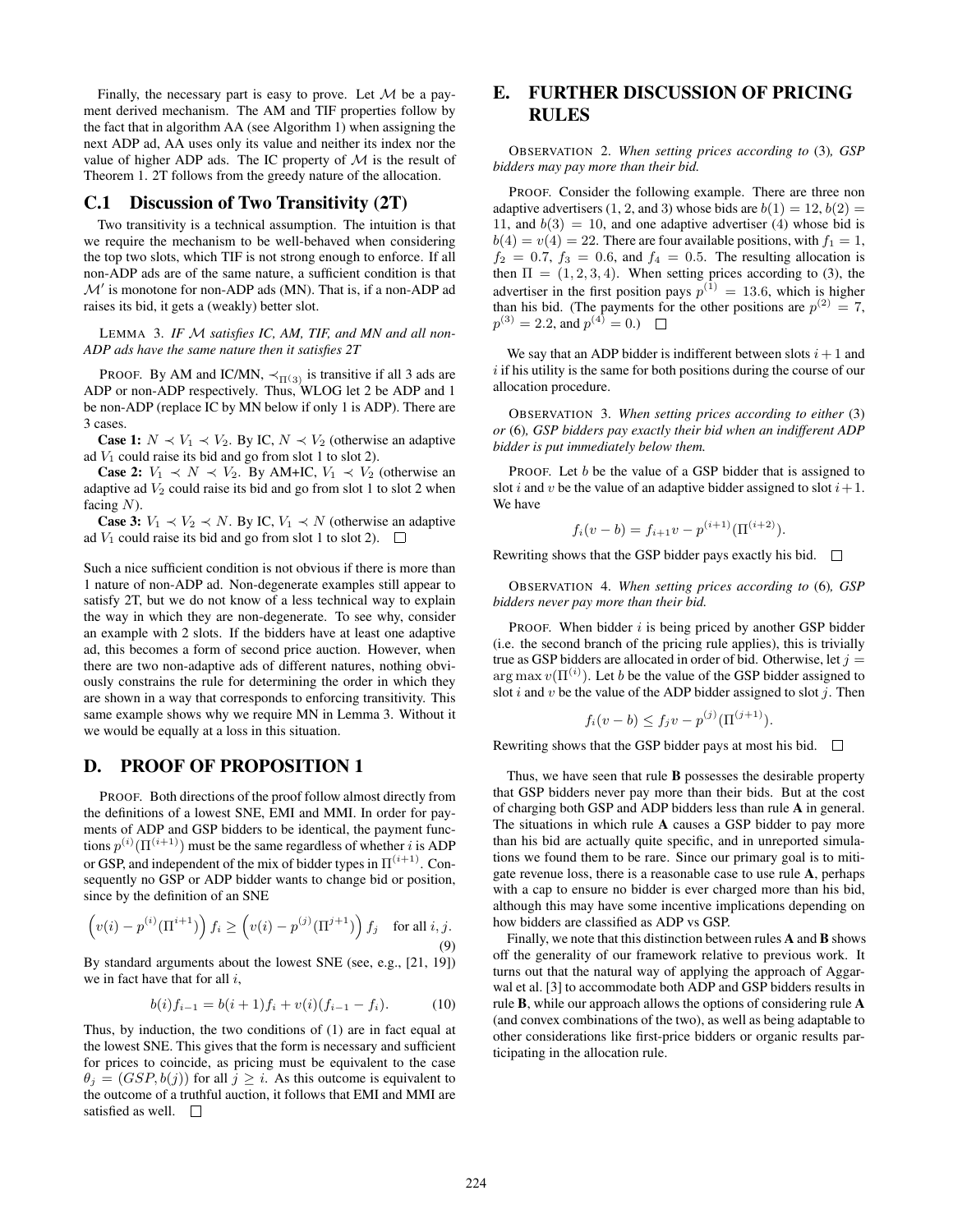Finally, the necessary part is easy to prove. Let $\mathcal{M}$ be a payment derived mechanism. The AM and TIF properties follow by the fact that in algorithm AA (see Algorithm 1) when assigning the next ADP ad, AA uses only its value and neither its index nor the value of higher ADP ads. The IC property of $\mathcal{M}$ is the result of Theorem 1. 2T follows from the greedy nature of the allocation.

## C.1 Discussion of Two Transitivity (2T)

Two transitivity is a technical assumption. The intuition is that we require the mechanism to be well-behaved when considering the top two slots, which TIF is not strong enough to enforce. If all non-ADP ads are of the same nature, a sufficient condition is that $\mathcal{M}'$ is monotone for non-ADP ads (MN). That is, if a non-ADP ad raises its bid, it gets a (weakly) better slot.

LEMMA 3. *IF $\mathcal{M}$ satisfies IC, AM, TIF, and MN and all non-ADP ads have the same nature then it satisfies 2T*

PROOF. By AM and IC/MN, $\prec_{\Pi(3)}$ is transitive if all 3 ads are ADP or non-ADP respectively. Thus, WLOG let 2 be ADP and 1 be non-ADP (replace IC by MN below if only 1 is ADP). There are 3 cases.

**Case 1:** $N \prec V_1 \prec V_2$. By IC, $N \prec V_2$ (otherwise an adaptive ad $V_1$ could raise its bid and go from slot 1 to slot 2).

**Case 2:** $V_1 \prec N \prec V_2$. By AM+IC, $V_1 \prec V_2$ (otherwise an adaptive ad $V_2$ could raise its bid and go from slot 1 to slot 2 when facing $N$).

**Case 3:** $V_1 \prec V_2 \prec N$. By IC, $V_1 \prec N$ (otherwise an adaptive ad $V_1$ could raise its bid and go from slot 1 to slot 2). □

Such a nice sufficient condition is not obvious if there is more than 1 nature of non-ADP ad. Non-degenerate examples still appear to satisfy 2T, but we do not know of a less technical way to explain the way in which they are non-degenerate. To see why, consider an example with 2 slots. If the bidders have at least one adaptive ad, this becomes a form of second price auction. However, when there are two non-adaptive ads of different natures, nothing obviously constrains the rule for determining the order in which they are shown in a way that corresponds to enforcing transitivity. This same example shows why we require MN in Lemma 3. Without it we would be equally at a loss in this situation.

# D. PROOF OF PROPOSITION 1

PROOF. Both directions of the proof follow almost directly from the definitions of a lowest SNE, EMI and MMI. In order for payments of ADP and GSP bidders to be identical, the payment functions $p^{(i)}(\Pi^{(i+1)})$ must be the same regardless of whether $i$ is ADP or GSP, and independent of the mix of bidder types in $\Pi^{(i+1)}$. Consequently no GSP or ADP bidder wants to change bid or position, since by the definition of an SNE

$$\left(v(i) - p^{(i)}(\Pi^{i+1})\right) f_i \geq \left(v(i) - p^{(j)}(\Pi^{j+1})\right) f_j \quad \text{for all } i, j. \tag{9}$$

By standard arguments about the lowest SNE (see, e.g., [21, 19]) we in fact have that for all $i$,

$$b(i) f_{i-1} = b(i+1) f_i + v(i)(f_{i-1} - f_i). \tag{10}$$

Thus, by induction, the two conditions of (1) are in fact equal at the lowest SNE. This gives that the form is necessary and sufficient for prices to coincide, as pricing must be equivalent to the case $\theta_j = (GSP, b(j))$ for all $j \geq i$. As this outcome is equivalent to the outcome of a truthful auction, it follows that EMI and MMI are satisfied as well. □

# E. FURTHER DISCUSSION OF PRICING RULES

OBSERVATION 2. *When setting prices according to* (3)*, GSP bidders may pay more than their bid.*

PROOF. Consider the following example. There are three non adaptive advertisers (1, 2, and 3) whose bids are $b(1) = 12$, $b(2) = 11$, and $b(3) = 10$, and one adaptive advertiser (4) whose bid is $b(4) = v(4) = 22$. There are four available positions, with $f_1 = 1$, $f_2 = 0.7$, $f_3 = 0.6$, and $f_4 = 0.5$. The resulting allocation is then $\Pi = (1, 2, 3, 4)$. When setting prices according to (3), the advertiser in the first position pays $p^{(1)} = 13.6$, which is higher than his bid. (The payments for the other positions are $p^{(2)} = 7$, $p^{(3)} = 2.2$, and $p^{(4)} = 0$.) □

We say that an ADP bidder is indifferent between slots $i+1$ and $i$ if his utility is the same for both positions during the course of our allocation procedure.

OBSERVATION 3. *When setting prices according to either* (3) *or* (6)*, GSP bidders pay exactly their bid when an indifferent ADP bidder is put immediately below them.*

PROOF. Let $b$ be the value of a GSP bidder that is assigned to slot $i$ and $v$ be the value of an adaptive bidder assigned to slot $i+1$. We have

$$f_i(v - b) = f_{i+1} v - p^{(i+1)}(\Pi^{(i+2)}).$$

Rewriting shows that the GSP bidder pays exactly his bid. □

OBSERVATION 4. *When setting prices according to* (6)*, GSP bidders never pay more than their bid.*

PROOF. When bidder $i$ is being priced by another GSP bidder (i.e. the second branch of the pricing rule applies), this is trivially true as GSP bidders are allocated in order of bid. Otherwise, let $j = \arg\max v(\Pi^{(i)})$. Let $b$ be the value of the GSP bidder assigned to slot $i$ and $v$ be the value of the ADP bidder assigned to slot $j$. Then

$$f_i(v - b) \leq f_j v - p^{(j)}(\Pi^{(j+1)}).$$

Rewriting shows that the GSP bidder pays at most his bid. □

Thus, we have seen that rule **B** possesses the desirable property that GSP bidders never pay more than their bids. But at the cost of charging both GSP and ADP bidders less than rule **A** in general. The situations in which rule **A** causes a GSP bidder to pay more than his bid are actually quite specific, and in unreported simulations we found them to be rare. Since our primary goal is to mitigate revenue loss, there is a reasonable case to use rule **A**, perhaps with a cap to ensure no bidder is ever charged more than his bid, although this may have some incentive implications depending on how bidders are classified as ADP vs GSP.

Finally, we note that this distinction between rules **A** and **B** shows off the generality of our framework relative to previous work. It turns out that the natural way of applying the approach of Aggarwal et al. [3] to accommodate both ADP and GSP bidders results in rule **B**, while our approach allows the options of considering rule **A** (and convex combinations of the two), as well as being adaptable to other considerations like first-price bidders or organic results participating in the allocation rule.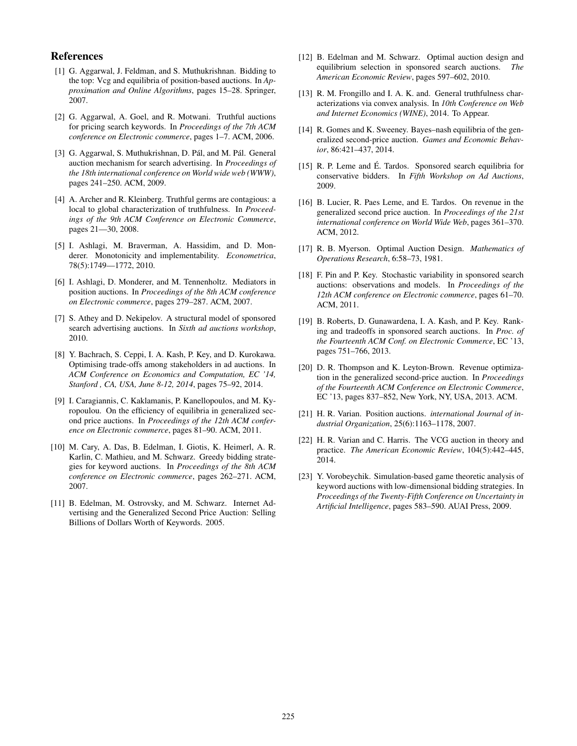## References

[1] G. Aggarwal, J. Feldman, and S. Muthukrishnan. Bidding to the top: Vcg and equilibria of position-based auctions. In *Approximation and Online Algorithms*, pages 15–28. Springer, 2007.

[2] G. Aggarwal, A. Goel, and R. Motwani. Truthful auctions for pricing search keywords. In *Proceedings of the 7th ACM conference on Electronic commerce*, pages 1–7. ACM, 2006.

[3] G. Aggarwal, S. Muthukrishnan, D. Pál, and M. Pál. General auction mechanism for search advertising. In *Proceedings of the 18th international conference on World wide web (WWW)*, pages 241–250. ACM, 2009.

[4] A. Archer and R. Kleinberg. Truthful germs are contagious: a local to global characterization of truthfulness. In *Proceedings of the 9th ACM Conference on Electronic Commerce*, pages 21—30, 2008.

[5] I. Ashlagi, M. Braverman, A. Hassidim, and D. Monderer. Monotonicity and implementability. *Econometrica*, 78(5):1749—1772, 2010.

[6] I. Ashlagi, D. Monderer, and M. Tennenholtz. Mediators in position auctions. In *Proceedings of the 8th ACM conference on Electronic commerce*, pages 279–287. ACM, 2007.

[7] S. Athey and D. Nekipelov. A structural model of sponsored search advertising auctions. In *Sixth ad auctions workshop*, 2010.

[8] Y. Bachrach, S. Ceppi, I. A. Kash, P. Key, and D. Kurokawa. Optimising trade-offs among stakeholders in ad auctions. In *ACM Conference on Economics and Computation, EC '14, Stanford , CA, USA, June 8-12, 2014*, pages 75–92, 2014.

[9] I. Caragiannis, C. Kaklamanis, P. Kanellopoulos, and M. Kyropoulou. On the efficiency of equilibria in generalized second price auctions. In *Proceedings of the 12th ACM conference on Electronic commerce*, pages 81–90. ACM, 2011.

[10] M. Cary, A. Das, B. Edelman, I. Giotis, K. Heimerl, A. R. Karlin, C. Mathieu, and M. Schwarz. Greedy bidding strategies for keyword auctions. In *Proceedings of the 8th ACM conference on Electronic commerce*, pages 262–271. ACM, 2007.

[11] B. Edelman, M. Ostrovsky, and M. Schwarz. Internet Advertising and the Generalized Second Price Auction: Selling Billions of Dollars Worth of Keywords. 2005.

[12] B. Edelman and M. Schwarz. Optimal auction design and equilibrium selection in sponsored search auctions. *The American Economic Review*, pages 597–602, 2010.

[13] R. M. Frongillo and I. A. K. and. General truthfulness characterizations via convex analysis. In *10th Conference on Web and Internet Economics (WINE)*, 2014. To Appear.

[14] R. Gomes and K. Sweeney. Bayes–nash equilibria of the generalized second-price auction. *Games and Economic Behavior*, 86:421–437, 2014.

[15] R. P. Leme and É. Tardos. Sponsored search equilibria for conservative bidders. In *Fifth Workshop on Ad Auctions*, 2009.

[16] B. Lucier, R. Paes Leme, and E. Tardos. On revenue in the generalized second price auction. In *Proceedings of the 21st international conference on World Wide Web*, pages 361–370. ACM, 2012.

[17] R. B. Myerson. Optimal Auction Design. *Mathematics of Operations Research*, 6:58–73, 1981.

[18] F. Pin and P. Key. Stochastic variability in sponsored search auctions: observations and models. In *Proceedings of the 12th ACM conference on Electronic commerce*, pages 61–70. ACM, 2011.

[19] B. Roberts, D. Gunawardena, I. A. Kash, and P. Key. Ranking and tradeoffs in sponsored search auctions. In *Proc. of the Fourteenth ACM Conf. on Electronic Commerce*, EC '13, pages 751–766, 2013.

[20] D. R. Thompson and K. Leyton-Brown. Revenue optimization in the generalized second-price auction. In *Proceedings of the Fourteenth ACM Conference on Electronic Commerce*, EC '13, pages 837–852, New York, NY, USA, 2013. ACM.

[21] H. R. Varian. Position auctions. *international Journal of industrial Organization*, 25(6):1163–1178, 2007.

[22] H. R. Varian and C. Harris. The VCG auction in theory and practice. *The American Economic Review*, 104(5):442–445, 2014.

[23] Y. Vorobeychik. Simulation-based game theoretic analysis of keyword auctions with low-dimensional bidding strategies. In *Proceedings of the Twenty-Fifth Conference on Uncertainty in Artificial Intelligence*, pages 583–590. AUAI Press, 2009.